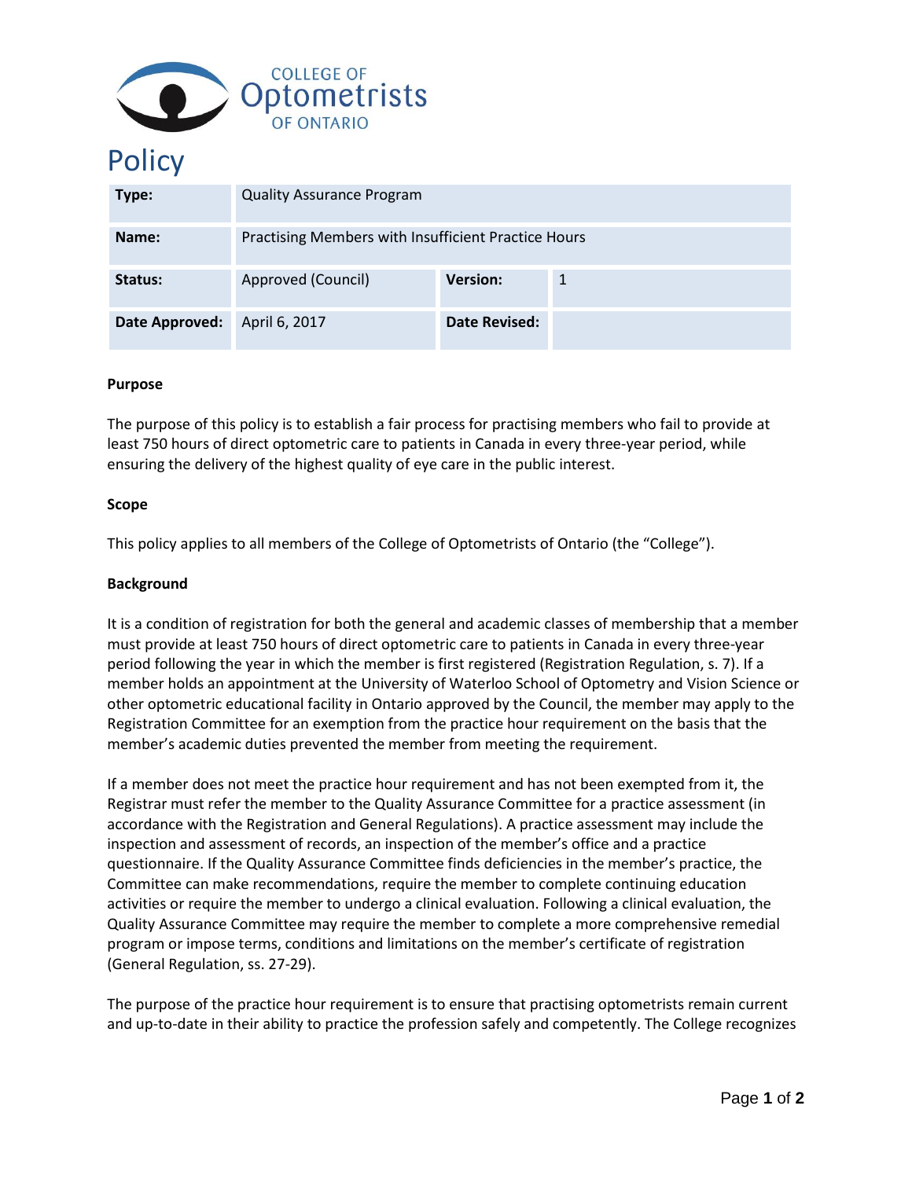COLLEGE OF Optometrists OF ONTARIO

# Policy

| Type: | Quality Assurance Program | | |
|---|---|---|---|
| Name: | Practising Members with Insufficient Practice Hours | | |
| Status: | Approved (Council) | Version: | 1 |
| Date Approved: | April 6, 2017 | Date Revised: | |

**Purpose**

The purpose of this policy is to establish a fair process for practising members who fail to provide at least 750 hours of direct optometric care to patients in Canada in every three-year period, while ensuring the delivery of the highest quality of eye care in the public interest.

**Scope**

This policy applies to all members of the College of Optometrists of Ontario (the "College").

**Background**

It is a condition of registration for both the general and academic classes of membership that a member must provide at least 750 hours of direct optometric care to patients in Canada in every three-year period following the year in which the member is first registered (Registration Regulation, s. 7). If a member holds an appointment at the University of Waterloo School of Optometry and Vision Science or other optometric educational facility in Ontario approved by the Council, the member may apply to the Registration Committee for an exemption from the practice hour requirement on the basis that the member's academic duties prevented the member from meeting the requirement.

If a member does not meet the practice hour requirement and has not been exempted from it, the Registrar must refer the member to the Quality Assurance Committee for a practice assessment (in accordance with the Registration and General Regulations). A practice assessment may include the inspection and assessment of records, an inspection of the member's office and a practice questionnaire. If the Quality Assurance Committee finds deficiencies in the member's practice, the Committee can make recommendations, require the member to complete continuing education activities or require the member to undergo a clinical evaluation. Following a clinical evaluation, the Quality Assurance Committee may require the member to complete a more comprehensive remedial program or impose terms, conditions and limitations on the member's certificate of registration (General Regulation, ss. 27-29).

The purpose of the practice hour requirement is to ensure that practising optometrists remain current and up-to-date in their ability to practice the profession safely and competently. The College recognizes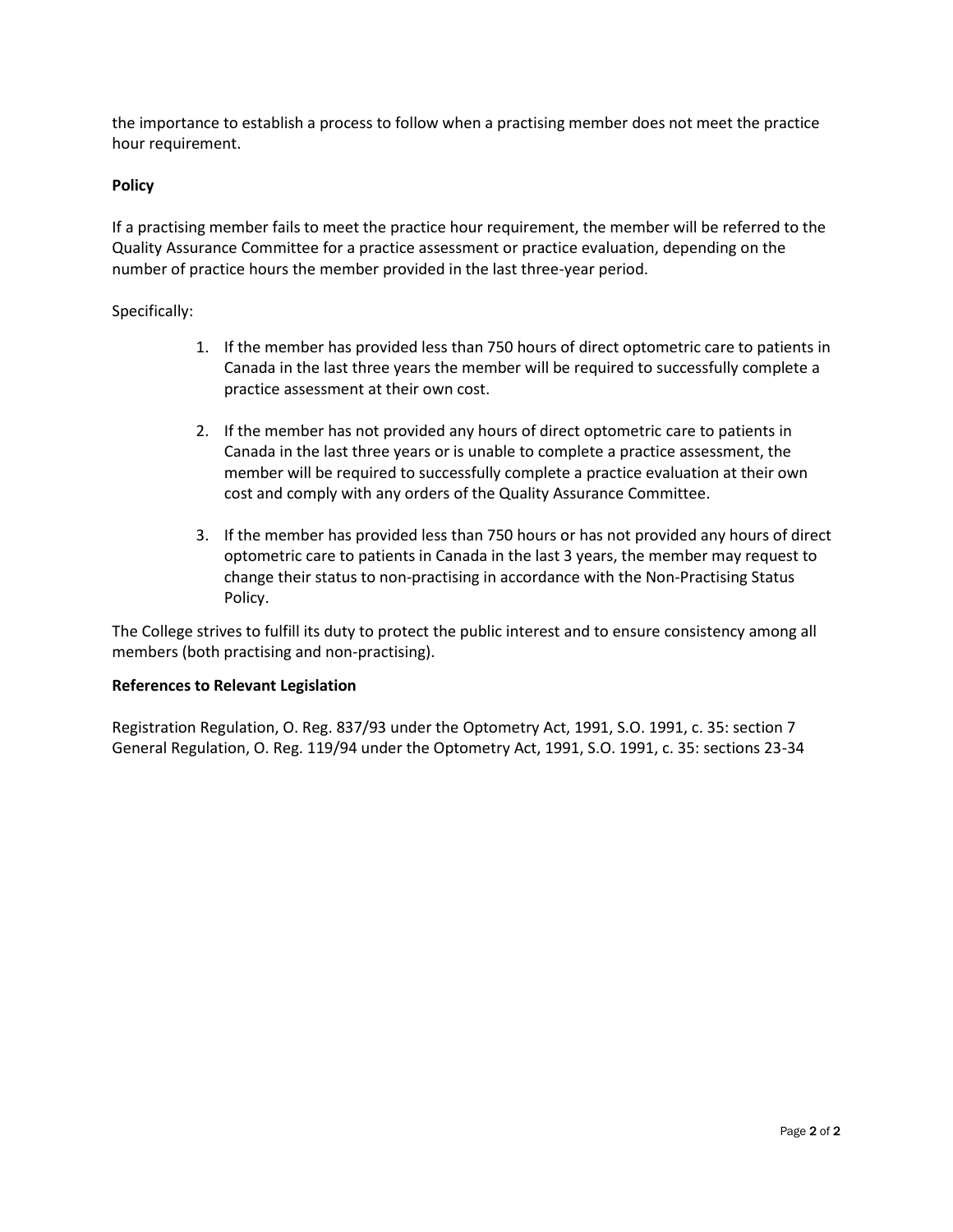the importance to establish a process to follow when a practising member does not meet the practice hour requirement.

**Policy**

If a practising member fails to meet the practice hour requirement, the member will be referred to the Quality Assurance Committee for a practice assessment or practice evaluation, depending on the number of practice hours the member provided in the last three-year period.

Specifically:

1. If the member has provided less than 750 hours of direct optometric care to patients in Canada in the last three years the member will be required to successfully complete a practice assessment at their own cost.

2. If the member has not provided any hours of direct optometric care to patients in Canada in the last three years or is unable to complete a practice assessment, the member will be required to successfully complete a practice evaluation at their own cost and comply with any orders of the Quality Assurance Committee.

3. If the member has provided less than 750 hours or has not provided any hours of direct optometric care to patients in Canada in the last 3 years, the member may request to change their status to non-practising in accordance with the Non-Practising Status Policy.

The College strives to fulfill its duty to protect the public interest and to ensure consistency among all members (both practising and non-practising).

**References to Relevant Legislation**

Registration Regulation, O. Reg. 837/93 under the Optometry Act, 1991, S.O. 1991, c. 35: section 7
General Regulation, O. Reg. 119/94 under the Optometry Act, 1991, S.O. 1991, c. 35: sections 23-34